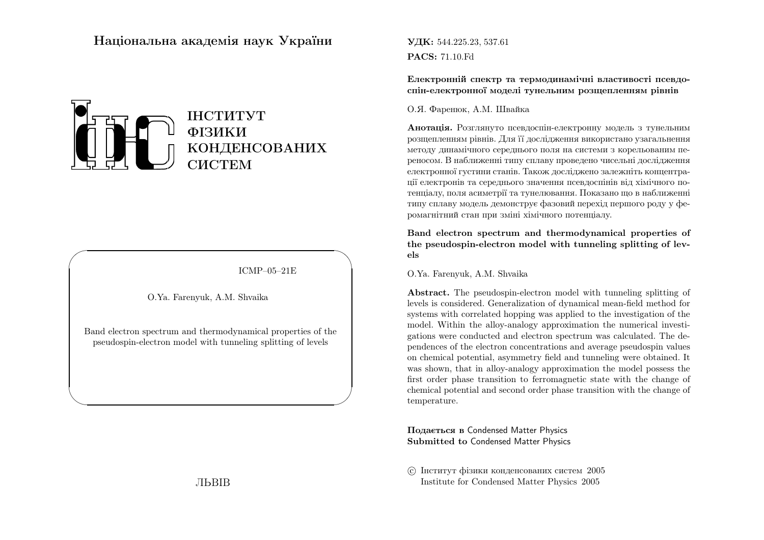**Національна академія наук України**

ІНСТИТУТ
ФІЗИКИ
КОНДЕНСОВАНИХ
СИСТЕМ

ICMP–05–21E

O.Ya. Farenyuk, A.M. Shvaika

Band electron spectrum and thermodynamical properties of the pseudospin-electron model with tunneling splitting of levels

ЛЬВІВ

**УДК:** 544.225.23, 537.61
**PACS:** 71.10.Fd

**Електроннний спектр та термодинамічні властивості псевдоспін-електронної моделі тунельним розщепленням рівнів**

О.Я. Фаренюк, А.М. Швайка

**Анотація.** Розглянуто псевдоспін-електронну модель з тунельним розщепленням рівнів. Для її дослідження використано узагальнення методу динамічного середнього поля на системи з корельованим переносом. В наближенні типу сплаву проведено чисельні дослідження електронної густини станів. Також досліджено залежніть концентрації електронів та середнього значення псевдоспінів від хімічного потенціалу, поля асиметрії та тунелювання. Показано що в наближенні типу сплаву модель демонструє фазовий перехід першого роду у феромагнітний стан при зміні хімічного потенціалу.

**Band electron spectrum and thermodynamical properties of the pseudospin-electron model with tunneling splitting of levels**

O.Ya. Farenyuk, A.M. Shvaika

**Abstract.** The pseudospin-electron model with tunneling splitting of levels is considered. Generalization of dynamical mean-field method for systems with correlated hopping was applied to the investigation of the model. Within the alloy-analogy approximation the numerical investigations were conducted and electron spectrum was calculated. The dependences of the electron concentrations and average pseudospin values on chemical potential, asymmetry field and tunneling were obtained. It was shown, that in alloy-analogy approximation the model possess the first order phase transition to ferromagnetic state with the change of chemical potential and second order phase transition with the change of temperature.

**Подається в** Condensed Matter Physics
**Submitted to** Condensed Matter Physics

© Інститут фізики конденсованих систем 2005
Institute for Condensed Matter Physics 2005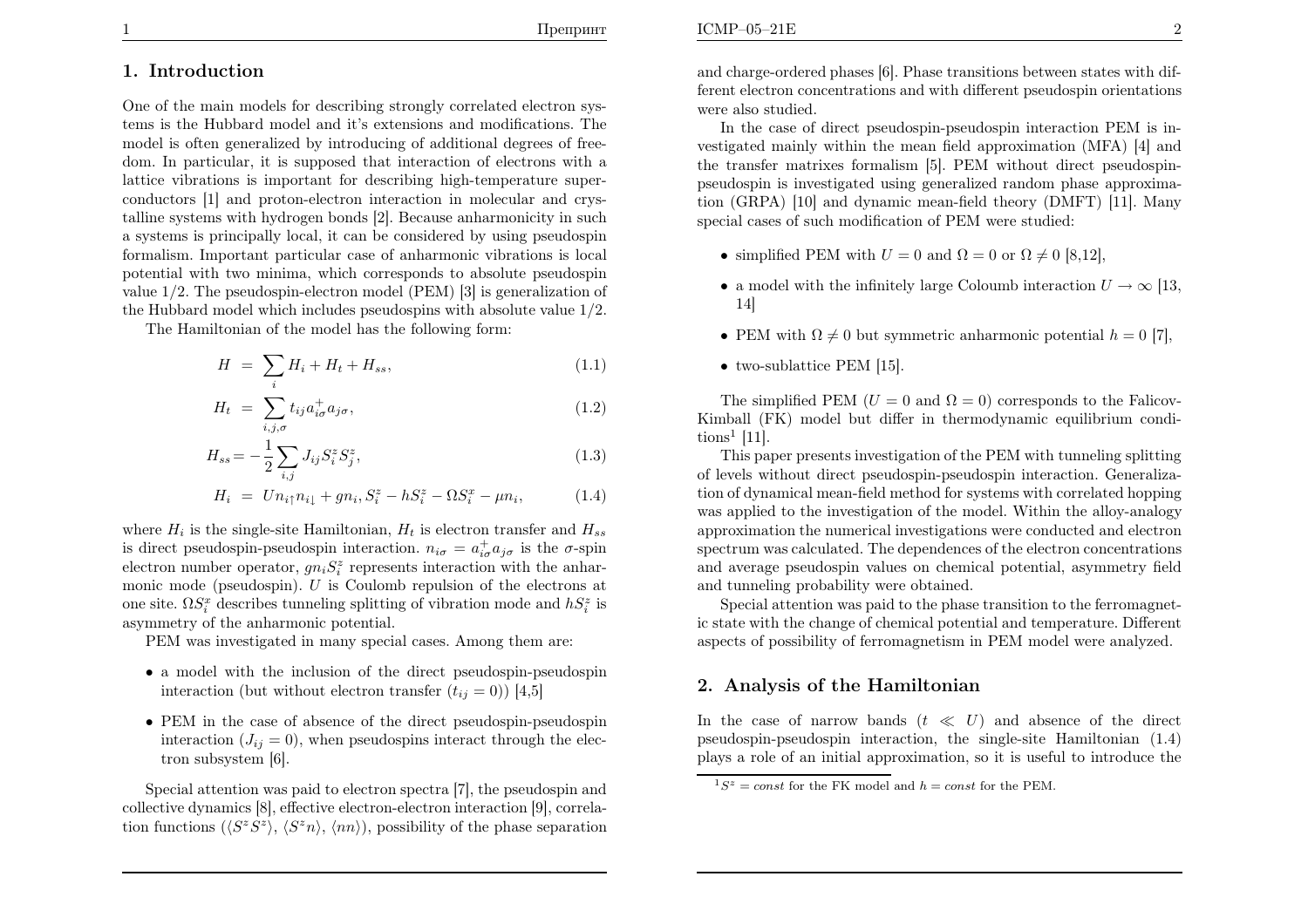## 1. Introduction

One of the main models for describing strongly correlated electron systems is the Hubbard model and it's extensions and modifications. The model is often generalized by introducing of additional degrees of freedom. In particular, it is supposed that interaction of electrons with a lattice vibrations is important for describing high-temperature superconductors [1] and proton-electron interaction in molecular and crystalline systems with hydrogen bonds [2]. Because anharmonicity in such a systems is principally local, it can be considered by using pseudospin formalism. Important particular case of anharmonic vibrations is local potential with two minima, which corresponds to absolute pseudospin value 1/2. The pseudospin-electron model (PEM) [3] is generalization of the Hubbard model which includes pseudospins with absolute value 1/2.

The Hamiltonian of the model has the following form:

$$H = \sum_i H_i + H_t + H_{ss}, \tag{1.1}$$

$$H_t = \sum_{i,j,\sigma} t_{ij} a^+_{i\sigma} a_{j\sigma}, \tag{1.2}$$

$$H_{ss} = -\frac{1}{2}\sum_{i,j} J_{ij} S^z_i S^z_j, \tag{1.3}$$

$$H_i = U n_{i\uparrow} n_{i\downarrow} + g n_i S^z_i - h S^z_i - \Omega S^x_i - \mu n_i, \tag{1.4}$$

where $H_i$ is the single-site Hamiltonian, $H_t$ is electron transfer and $H_{ss}$ is direct pseudospin-pseudospin interaction. $n_{i\sigma} = a^+_{i\sigma} a_{j\sigma}$ is the $\sigma$-spin electron number operator, $g n_i S^z_i$ represents interaction with the anharmonic mode (pseudospin). $U$ is Coulomb repulsion of the electrons at one site. $\Omega S^x_i$ describes tunneling splitting of vibration mode and $h S^z_i$ is asymmetry of the anharmonic potential.

PEM was investigated in many special cases. Among them are:

- a model with the inclusion of the direct pseudospin-pseudospin interaction (but without electron transfer ($t_{ij} = 0$)) [4,5]
- PEM in the case of absence of the direct pseudospin-pseudospin interaction ($J_{ij} = 0$), when pseudospins interact through the electron subsystem [6].

Special attention was paid to electron spectra [7], the pseudospin and collective dynamics [8], effective electron-electron interaction [9], correlation functions ($\langle S^z S^z \rangle$, $\langle S^z n \rangle$, $\langle nn \rangle$), possibility of the phase separation and charge-ordered phases [6]. Phase transitions between states with different electron concentrations and with different pseudospin orientations were also studied.

In the case of direct pseudospin-pseudospin interaction PEM is investigated mainly within the mean field approximation (MFA) [4] and the transfer matrixes formalism [5]. PEM without direct pseudospin-pseudospin is investigated using generalized random phase approximation (GRPA) [10] and dynamic mean-field theory (DMFT) [11]. Many special cases of such modification of PEM were studied:

- simplified PEM with $U = 0$ and $\Omega = 0$ or $\Omega \neq 0$ [8,12],
- a model with the infinitely large Coloumb interaction $U \to \infty$ [13, 14]
- PEM with $\Omega \neq 0$ but symmetric anharmonic potential $h = 0$ [7],
- two-sublattice PEM [15].

The simplified PEM ($U = 0$ and $\Omega = 0$) corresponds to the Falicov-Kimball (FK) model but differ in thermodynamic equilibrium conditions[1] [11].

This paper presents investigation of the PEM with tunneling splitting of levels without direct pseudospin-pseudospin interaction. Generalization of dynamical mean-field method for systems with correlated hopping was applied to the investigation of the model. Within the alloy-analogy approximation the numerical investigations were conducted and electron spectrum was calculated. The dependences of the electron concentrations and average pseudospin values on chemical potential, asymmetry field and tunneling probability were obtained.

Special attention was paid to the phase transition to the ferromagnetic state with the change of chemical potential and temperature. Different aspects of possibility of ferromagnetism in PEM model were analyzed.

## 2. Analysis of the Hamiltonian

In the case of narrow bands ($t \ll U$) and absence of the direct pseudospin-pseudospin interaction, the single-site Hamiltonian (1.4) plays a role of an initial approximation, so it is useful to introduce the

[1] $S^z = const$ for the FK model and $h = const$ for the PEM.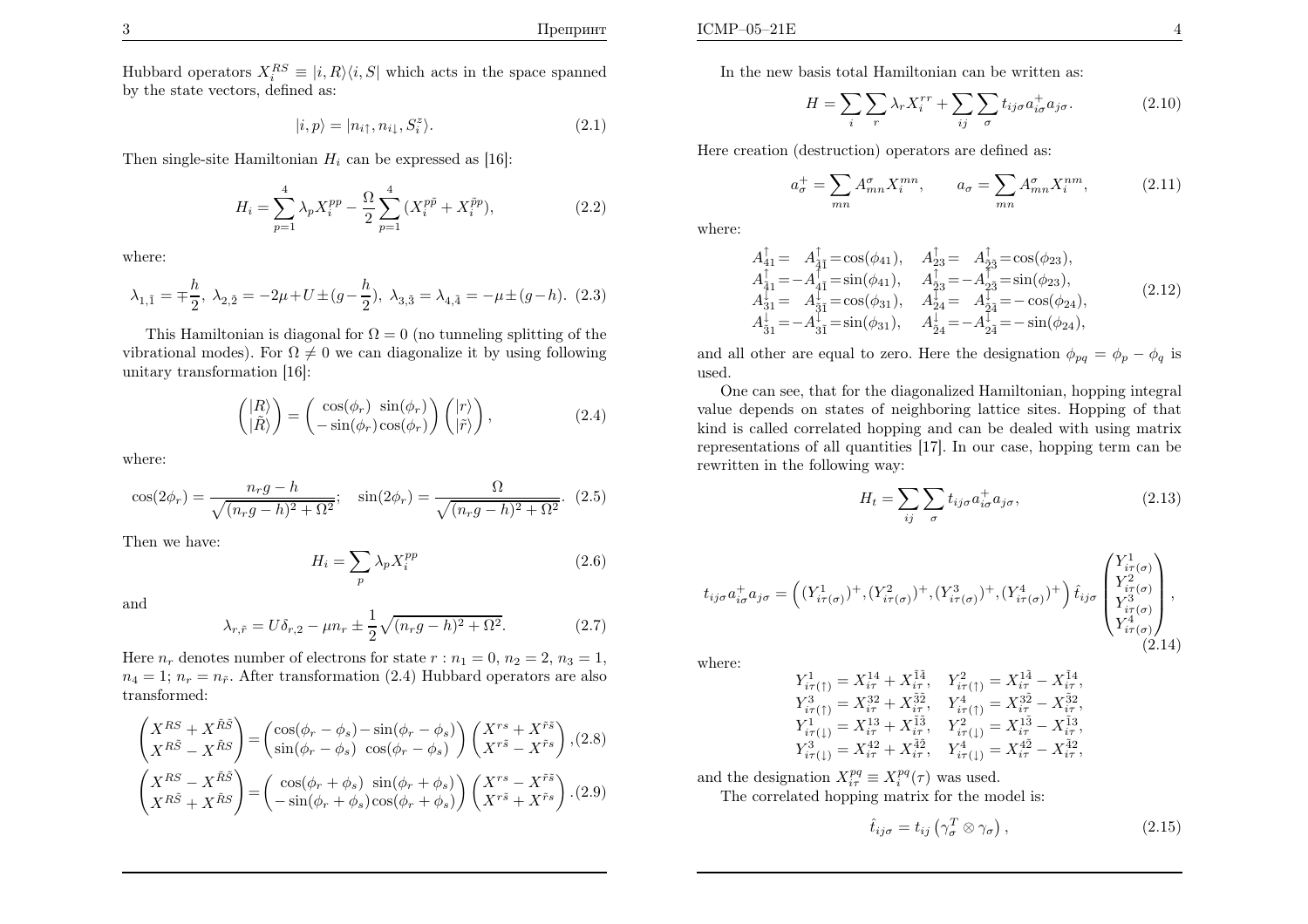Hubbard operators $X_i^{RS} \equiv |i,R\rangle\langle i,S|$ which acts in the space spanned by the state vectors, defined as:

$$|i,p\rangle = |n_{i\uparrow}, n_{i\downarrow}, S_i^z\rangle. \tag{2.1}$$

Then single-site Hamiltonian $H_i$ can be expressed as [16]:

$$H_i = \sum_{p=1}^{4} \lambda_p X_i^{pp} - \frac{\Omega}{2} \sum_{p=1}^{4} (X_i^{p\tilde{p}} + X_i^{\tilde{p}p}), \tag{2.2}$$

where:

$$\lambda_{1,\tilde{1}} = \mp\frac{h}{2},\ \lambda_{2,\tilde{2}} = -2\mu + U \pm (g - \frac{h}{2}),\ \lambda_{3,\tilde{3}} = \lambda_{4,\tilde{4}} = -\mu \pm (g-h). \tag{2.3}$$

This Hamiltonian is diagonal for $\Omega = 0$ (no tunneling splitting of the vibrational modes). For $\Omega \neq 0$ we can diagonalize it by using following unitary transformation [16]:

$$\begin{pmatrix} |R\rangle \\ |\tilde{R}\rangle \end{pmatrix} = \begin{pmatrix} \cos(\phi_r) & \sin(\phi_r) \\ -\sin(\phi_r) & \cos(\phi_r) \end{pmatrix} \begin{pmatrix} |r\rangle \\ |\tilde{r}\rangle \end{pmatrix}, \tag{2.4}$$

where:

$$\cos(2\phi_r) = \frac{n_r g - h}{\sqrt{(n_r g - h)^2 + \Omega^2}}; \quad \sin(2\phi_r) = \frac{\Omega}{\sqrt{(n_r g - h)^2 + \Omega^2}}. \tag{2.5}$$

Then we have:

$$H_i = \sum_p \lambda_p X_i^{pp} \tag{2.6}$$

and

$$\lambda_{r,\tilde{r}} = U\delta_{r,2} - \mu n_r \pm \frac{1}{2}\sqrt{(n_r g - h)^2 + \Omega^2}. \tag{2.7}$$

Here $n_r$ denotes number of electrons for state $r$ : $n_1 = 0$, $n_2 = 2$, $n_3 = 1$, $n_4 = 1$; $n_r = n_{\tilde{r}}$. After transformation (2.4) Hubbard operators are also transformed:

$$\begin{pmatrix} X^{RS} + X^{\tilde{R}\tilde{S}} \\ X^{R\tilde{S}} - X^{\tilde{R}S} \end{pmatrix} = \begin{pmatrix} \cos(\phi_r - \phi_s) & -\sin(\phi_r - \phi_s) \\ \sin(\phi_r - \phi_s) & \cos(\phi_r - \phi_s) \end{pmatrix} \begin{pmatrix} X^{rs} + X^{\tilde{r}\tilde{s}} \\ X^{r\tilde{s}} - X^{\tilde{r}s} \end{pmatrix}, \tag{2.8}$$

$$\begin{pmatrix} X^{RS} - X^{\tilde{R}\tilde{S}} \\ X^{R\tilde{S}} + X^{\tilde{R}S} \end{pmatrix} = \begin{pmatrix} \cos(\phi_r + \phi_s) & \sin(\phi_r + \phi_s) \\ -\sin(\phi_r + \phi_s) & \cos(\phi_r + \phi_s) \end{pmatrix} \begin{pmatrix} X^{rs} - X^{\tilde{r}\tilde{s}} \\ X^{r\tilde{s}} + X^{\tilde{r}s} \end{pmatrix}. \tag{2.9}$$

In the new basis total Hamiltonian can be written as:

$$H = \sum_i \sum_r \lambda_r X_i^{rr} + \sum_{ij} \sum_\sigma t_{ij\sigma} a_{i\sigma}^+ a_{j\sigma}. \tag{2.10}$$

Here creation (destruction) operators are defined as:

$$a_\sigma^+ = \sum_{mn} A_{mn}^\sigma X_i^{mn}, \qquad a_\sigma = \sum_{mn} A_{mn}^\sigma X_i^{nm}, \tag{2.11}$$

where:

$$\begin{array}{ll} A_{41}^{\uparrow} = \ \ A_{\tilde{4}\tilde{1}}^{\uparrow} = \cos(\phi_{41}), & A_{23}^{\uparrow} = \ \ A_{\tilde{2}\tilde{3}}^{\uparrow} = \cos(\phi_{23}), \\ A_{\tilde{4}1}^{\uparrow} = -A_{4\tilde{1}}^{\uparrow} = \sin(\phi_{41}), & A_{\tilde{2}3}^{\uparrow} = -A_{2\tilde{3}}^{\uparrow} = \sin(\phi_{23}), \\ A_{31}^{\downarrow} = \ \ A_{\tilde{3}\tilde{1}}^{\downarrow} = \cos(\phi_{31}), & A_{24}^{\downarrow} = \ \ A_{\tilde{2}\tilde{4}}^{\downarrow} = -\cos(\phi_{24}), \\ A_{\tilde{3}1}^{\downarrow} = -A_{3\tilde{1}}^{\downarrow} = \sin(\phi_{31}), & A_{\tilde{2}4}^{\downarrow} = -A_{2\tilde{4}}^{\downarrow} = -\sin(\phi_{24}), \end{array} \tag{2.12}$$

and all other are equal to zero. Here the designation $\phi_{pq} = \phi_p - \phi_q$ is used.

One can see, that for the diagonalized Hamiltonian, hopping integral value depends on states of neighboring lattice sites. Hopping of that kind is called correlated hopping and can be dealed with using matrix representations of all quantities [17]. In our case, hopping term can be rewritten in the following way:

$$H_t = \sum_{ij} \sum_\sigma t_{ij\sigma} a_{i\sigma}^+ a_{j\sigma}, \tag{2.13}$$

$$t_{ij\sigma} a_{i\sigma}^+ a_{j\sigma} = \left( (Y_{i\tau(\sigma)}^1)^+, (Y_{i\tau(\sigma)}^2)^+, (Y_{i\tau(\sigma)}^3)^+, (Y_{i\tau(\sigma)}^4)^+ \right) \hat{t}_{ij\sigma} \begin{pmatrix} Y_{i\tau(\sigma)}^1 \\ Y_{i\tau(\sigma)}^2 \\ Y_{i\tau(\sigma)}^3 \\ Y_{i\tau(\sigma)}^4 \end{pmatrix}, \tag{2.14}$$

where:

$$\begin{array}{ll} Y_{i\tau(\uparrow)}^1 = X_{i\tau}^{14} + X_{i\tau}^{\tilde{1}\tilde{4}}, & Y_{i\tau(\uparrow)}^2 = X_{i\tau}^{1\tilde{4}} - X_{i\tau}^{\tilde{1}4}, \\ Y_{i\tau(\uparrow)}^3 = X_{i\tau}^{32} + X_{i\tau}^{\tilde{3}\tilde{2}}, & Y_{i\tau(\uparrow)}^4 = X_{i\tau}^{3\tilde{2}} - X_{i\tau}^{\tilde{3}2}, \\ Y_{i\tau(\downarrow)}^1 = X_{i\tau}^{13} + X_{i\tau}^{\tilde{1}\tilde{3}}, & Y_{i\tau(\downarrow)}^2 = X_{i\tau}^{1\tilde{3}} - X_{i\tau}^{\tilde{1}3}, \\ Y_{i\tau(\downarrow)}^3 = X_{i\tau}^{42} + X_{i\tau}^{\tilde{4}\tilde{2}}, & Y_{i\tau(\downarrow)}^4 = X_{i\tau}^{4\tilde{2}} - X_{i\tau}^{\tilde{4}2}, \end{array}$$

and the designation $X_{i\tau}^{pq} \equiv X_i^{pq}(\tau)$ was used.

The correlated hopping matrix for the model is:

$$\hat{t}_{ij\sigma} = t_{ij} \left( \gamma_\sigma^T \otimes \gamma_\sigma \right), \tag{2.15}$$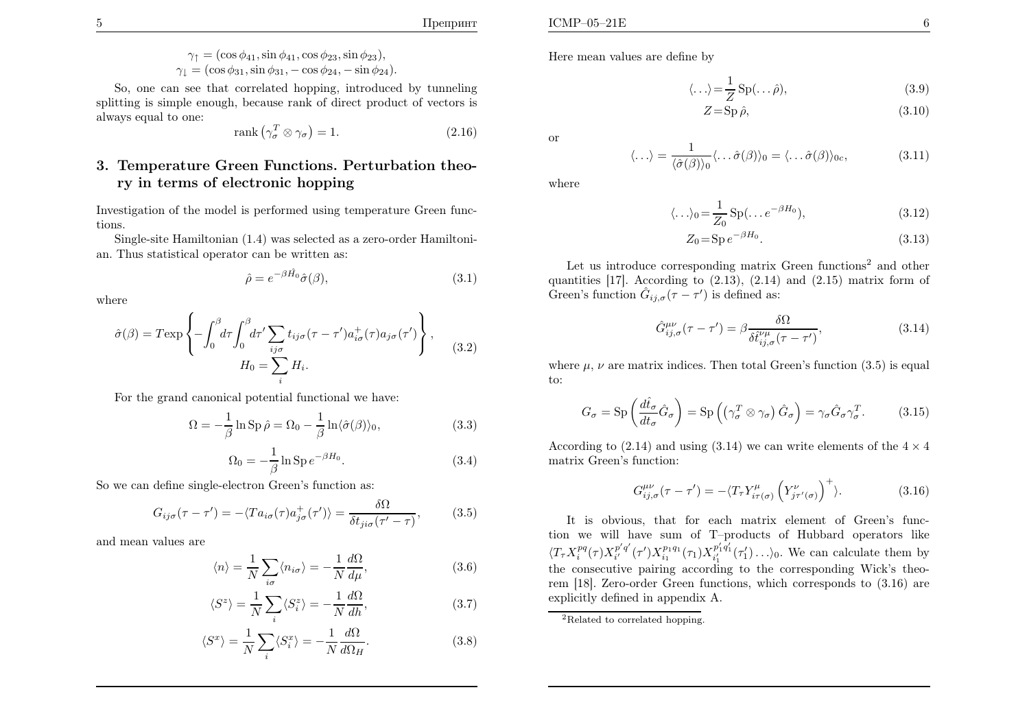$$\gamma_\uparrow = (\cos\phi_{41}, \sin\phi_{41}, \cos\phi_{23}, \sin\phi_{23}),$$
$$\gamma_\downarrow = (\cos\phi_{31}, \sin\phi_{31}, -\cos\phi_{24}, -\sin\phi_{24}).$$

So, one can see that correlated hopping, introduced by tunneling splitting is simple enough, because rank of direct product of vectors is always equal to one:

$$\operatorname{rank}\left(\gamma_\sigma^T \otimes \gamma_\sigma\right) = 1. \tag{2.16}$$

## 3. Temperature Green Functions. Perturbation theory in terms of electronic hopping

Investigation of the model is performed using temperature Green functions.

Single-site Hamiltonian (1.4) was selected as a zero-order Hamiltonian. Thus statistical operator can be written as:

$$\hat{\rho} = e^{-\beta\hat{H}_0}\hat{\sigma}(\beta), \tag{3.1}$$

where

$$\hat{\sigma}(\beta) = T\exp\left\{-\int_0^\beta d\tau \int_0^\beta d\tau' \sum_{ij\sigma} t_{ij\sigma}(\tau-\tau') a^+_{i\sigma}(\tau) a_{j\sigma}(\tau')\right\}, \qquad H_0 = \sum_i H_i. \tag{3.2}$$

For the grand canonical potential functional we have:

$$\Omega = -\frac{1}{\beta}\ln \operatorname{Sp}\hat{\rho} = \Omega_0 - \frac{1}{\beta}\ln\langle\hat{\sigma}(\beta)\rangle_0, \tag{3.3}$$

$$\Omega_0 = -\frac{1}{\beta}\ln \operatorname{Sp} e^{-\beta H_0}. \tag{3.4}$$

So we can define single-electron Green's function as:

$$G_{ij\sigma}(\tau-\tau') = -\langle T a_{i\sigma}(\tau) a^+_{j\sigma}(\tau')\rangle = \frac{\delta\Omega}{\delta t_{ji\sigma}(\tau'-\tau)}, \tag{3.5}$$

and mean values are

$$\langle n\rangle = \frac{1}{N}\sum_{i\sigma}\langle n_{i\sigma}\rangle = -\frac{1}{N}\frac{d\Omega}{d\mu}, \tag{3.6}$$

$$\langle S^z\rangle = \frac{1}{N}\sum_{i}\langle S^z_{i}\rangle = -\frac{1}{N}\frac{d\Omega}{dh}, \tag{3.7}$$

$$\langle S^x\rangle = \frac{1}{N}\sum_{i}\langle S^x_{i}\rangle = -\frac{1}{N}\frac{d\Omega}{d\Omega_H}. \tag{3.8}$$

Here mean values are define by

$$\langle\ldots\rangle = \frac{1}{Z}\operatorname{Sp}(\ldots\hat{\rho}), \tag{3.9}$$

$$Z = \operatorname{Sp}\hat{\rho}, \tag{3.10}$$

or

$$\langle\ldots\rangle = \frac{1}{\langle\hat{\sigma}(\beta)\rangle_0}\langle\ldots\hat{\sigma}(\beta)\rangle_0 = \langle\ldots\hat{\sigma}(\beta)\rangle_{0c}, \tag{3.11}$$

where

$$\langle\ldots\rangle_0 = \frac{1}{Z_0}\operatorname{Sp}(\ldots e^{-\beta H_0}), \tag{3.12}$$

$$Z_0 = \operatorname{Sp} e^{-\beta H_0}. \tag{3.13}$$

Let us introduce corresponding matrix Green functions[2] and other quantities [17]. According to (2.13), (2.14) and (2.15) matrix form of Green's function $\hat{G}_{ij,\sigma}(\tau-\tau')$ is defined as:

$$\hat{G}^{\mu\nu}_{ij,\sigma}(\tau-\tau') = \beta\frac{\delta\Omega}{\delta\hat{t}^{\nu\mu}_{ij,\sigma}(\tau-\tau')}, \tag{3.14}$$

where $\mu$, $\nu$ are matrix indices. Then total Green's function (3.5) is equal to:

$$G_\sigma = \operatorname{Sp}\left(\frac{d\hat{t}_\sigma}{dt_\sigma}\hat{G}_\sigma\right) = \operatorname{Sp}\left(\left(\gamma_\sigma^T\otimes\gamma_\sigma\right)\hat{G}_\sigma\right) = \gamma_\sigma\hat{G}_\sigma\gamma_\sigma^T. \tag{3.15}$$

According to (2.14) and using (3.14) we can write elements of the $4\times 4$ matrix Green's function:

$$G^{\mu\nu}_{ij,\sigma}(\tau-\tau') = -\langle T_\tau Y^\mu_{i\tau(\sigma)}\left(Y^\nu_{j\tau'(\sigma)}\right)^+\rangle. \tag{3.16}$$

It is obvious, that for each matrix element of Green's function we will have sum of T–products of Hubbard operators like $\langle T_\tau X^{pq}_i(\tau) X^{p'q'}_{i'}(\tau') X^{p_1q_1}_{i_1}(\tau_1) X^{p'_1q'_1}_{i'_1}(\tau'_1)\ldots\rangle_0$. We can calculate them by the consecutive pairing according to the corresponding Wick's theorem [18]. Zero-order Green functions, which corresponds to (3.16) are explicitly defined in appendix A.

[2] Related to correlated hopping.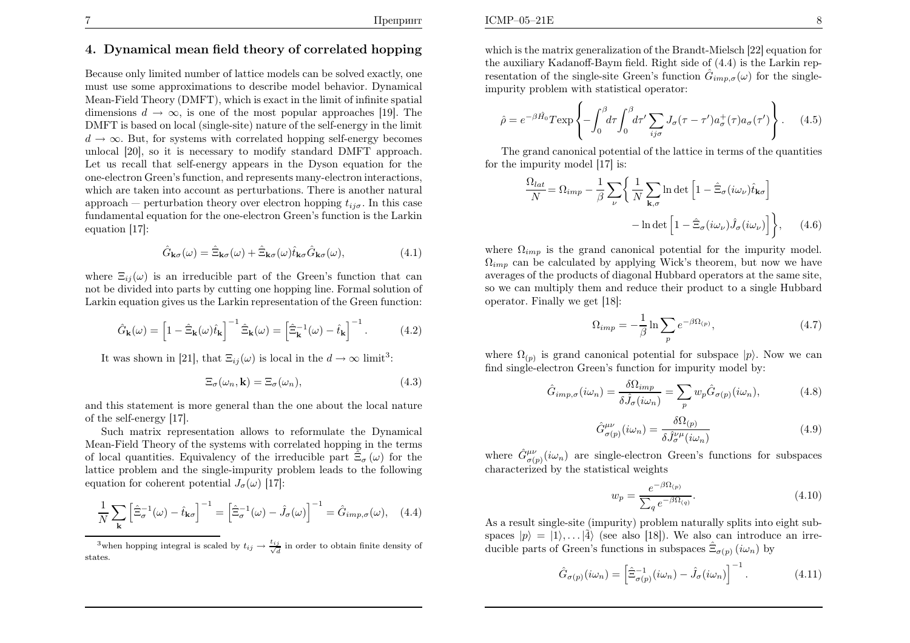## 4. Dynamical mean field theory of correlated hopping

Because only limited number of lattice models can be solved exactly, one must use some approximations to describe model behavior. Dynamical Mean-Field Theory (DMFT), which is exact in the limit of infinite spatial dimensions $d \to \infty$, is one of the most popular approaches [19]. The DMFT is based on local (single-site) nature of the self-energy in the limit $d \to \infty$. But, for systems with correlated hopping self-energy becomes unlocal [20], so it is necessary to modify standard DMFT approach. Let us recall that self-energy appears in the Dyson equation for the one-electron Green's function, and represents many-electron interactions, which are taken into account as perturbations. There is another natural approach — perturbation theory over electron hopping $t_{ij\sigma}$. In this case fundamental equation for the one-electron Green's function is the Larkin equation [17]:

$$\hat{G}_{\mathbf{k}\sigma}(\omega) = \hat{\Xi}_{\mathbf{k}\sigma}(\omega) + \hat{\Xi}_{\mathbf{k}\sigma}(\omega)\hat{t}_{\mathbf{k}\sigma}\hat{G}_{\mathbf{k}\sigma}(\omega), \tag{4.1}$$

where $\Xi_{ij}(\omega)$ is an irreducible part of the Green's function that can not be divided into parts by cutting one hopping line. Formal solution of Larkin equation gives us the Larkin representation of the Green function:

$$\hat{G}_{\mathbf{k}}(\omega) = \left[1 - \hat{\Xi}_{\mathbf{k}}(\omega)\hat{t}_{\mathbf{k}}\right]^{-1}\hat{\Xi}_{\mathbf{k}}(\omega) = \left[\hat{\Xi}_{\mathbf{k}}^{-1}(\omega) - \hat{t}_{\mathbf{k}}\right]^{-1}. \tag{4.2}$$

It was shown in [21], that $\Xi_{ij}(\omega)$ is local in the $d \to \infty$ limit[3]:

$$\Xi_{\sigma}(\omega_n, \mathbf{k}) = \Xi_{\sigma}(\omega_n), \tag{4.3}$$

and this statement is more general than the one about the local nature of the self-energy [17].

Such matrix representation allows to reformulate the Dynamical Mean-Field Theory of the systems with correlated hopping in the terms of local quantities. Equivalency of the irreducible part $\hat{\Xi}_{\sigma}(\omega)$ for the lattice problem and the single-impurity problem leads to the following equation for coherent potential $J_{\sigma}(\omega)$ [17]:

$$\frac{1}{N}\sum_{\mathbf{k}}\left[\hat{\Xi}_{\sigma}^{-1}(\omega) - \hat{t}_{\mathbf{k}\sigma}\right]^{-1} = \left[\hat{\Xi}_{\sigma}^{-1}(\omega) - \hat{J}_{\sigma}(\omega)\right]^{-1} = \hat{G}_{imp,\sigma}(\omega), \tag{4.4}$$

[3] when hopping integral is scaled by $t_{ij} \to \frac{t_{ij}}{\sqrt{d}}$ in order to obtain finite density of states.

which is the matrix generalization of the Brandt-Mielsch [22] equation for the auxiliary Kadanoff-Baym field. Right side of (4.4) is the Larkin representation of the single-site Green's function $\hat{G}_{imp,\sigma}(\omega)$ for the single-impurity problem with statistical operator:

$$\hat{\rho} = e^{-\beta\hat{H}_0} T\exp\left\{-\int_0^{\beta}d\tau\int_0^{\beta}d\tau'\sum_{ij\sigma}J_{\sigma}(\tau-\tau')a_{\sigma}^{+}(\tau)a_{\sigma}(\tau')\right\}. \tag{4.5}$$

The grand canonical potential of the lattice in terms of the quantities for the impurity model [17] is:

$$\frac{\Omega_{lat}}{N} = \Omega_{imp} - \frac{1}{\beta}\sum_{\nu}\left\{\frac{1}{N}\sum_{\mathbf{k},\sigma}\ln\det\left[1 - \hat{\Xi}_{\sigma}(i\omega_{\nu})\hat{t}_{\mathbf{k}\sigma}\right] - \ln\det\left[1 - \hat{\Xi}_{\sigma}(i\omega_{\nu})\hat{J}_{\sigma}(i\omega_{\nu})\right]\right\}, \tag{4.6}$$

where $\Omega_{imp}$ is the grand canonical potential for the impurity model. $\Omega_{imp}$ can be calculated by applying Wick's theorem, but now we have averages of the products of diagonal Hubbard operators at the same site, so we can multiply them and reduce their product to a single Hubbard operator. Finally we get [18]:

$$\Omega_{imp} = -\frac{1}{\beta}\ln\sum_{p}e^{-\beta\Omega_{(p)}}, \tag{4.7}$$

where $\Omega_{(p)}$ is grand canonical potential for subspace $|p\rangle$. Now we can find single-electron Green's function for impurity model by:

$$\hat{G}_{imp,\sigma}(i\omega_n) = \frac{\delta\Omega_{imp}}{\delta\hat{J}_{\sigma}(i\omega_n)} = \sum_{p}w_p\hat{G}_{\sigma(p)}(i\omega_n), \tag{4.8}$$

$$\hat{G}_{\sigma(p)}^{\mu\nu}(i\omega_n) = \frac{\delta\Omega_{(p)}}{\delta\hat{J}_{\sigma}^{\nu\mu}(i\omega_n)} \tag{4.9}$$

where $\hat{G}_{\sigma(p)}^{\mu\nu}(i\omega_n)$ are single-electron Green's functions for subspaces characterized by the statistical weights

$$w_p = \frac{e^{-\beta\Omega_{(p)}}}{\sum_q e^{-\beta\Omega_{(q)}}}. \tag{4.10}$$

As a result single-site (impurity) problem naturally splits into eight subspaces $|p\rangle = |1\rangle, \ldots |\tilde{4}\rangle$ (see also [18]). We also can introduce an irreducible parts of Green's functions in subspaces $\hat{\Xi}_{\sigma(p)}(i\omega_n)$ by

$$\hat{G}_{\sigma(p)}(i\omega_n) = \left[\hat{\Xi}_{\sigma(p)}^{-1}(i\omega_n) - \hat{J}_{\sigma}(i\omega_n)\right]^{-1}. \tag{4.11}$$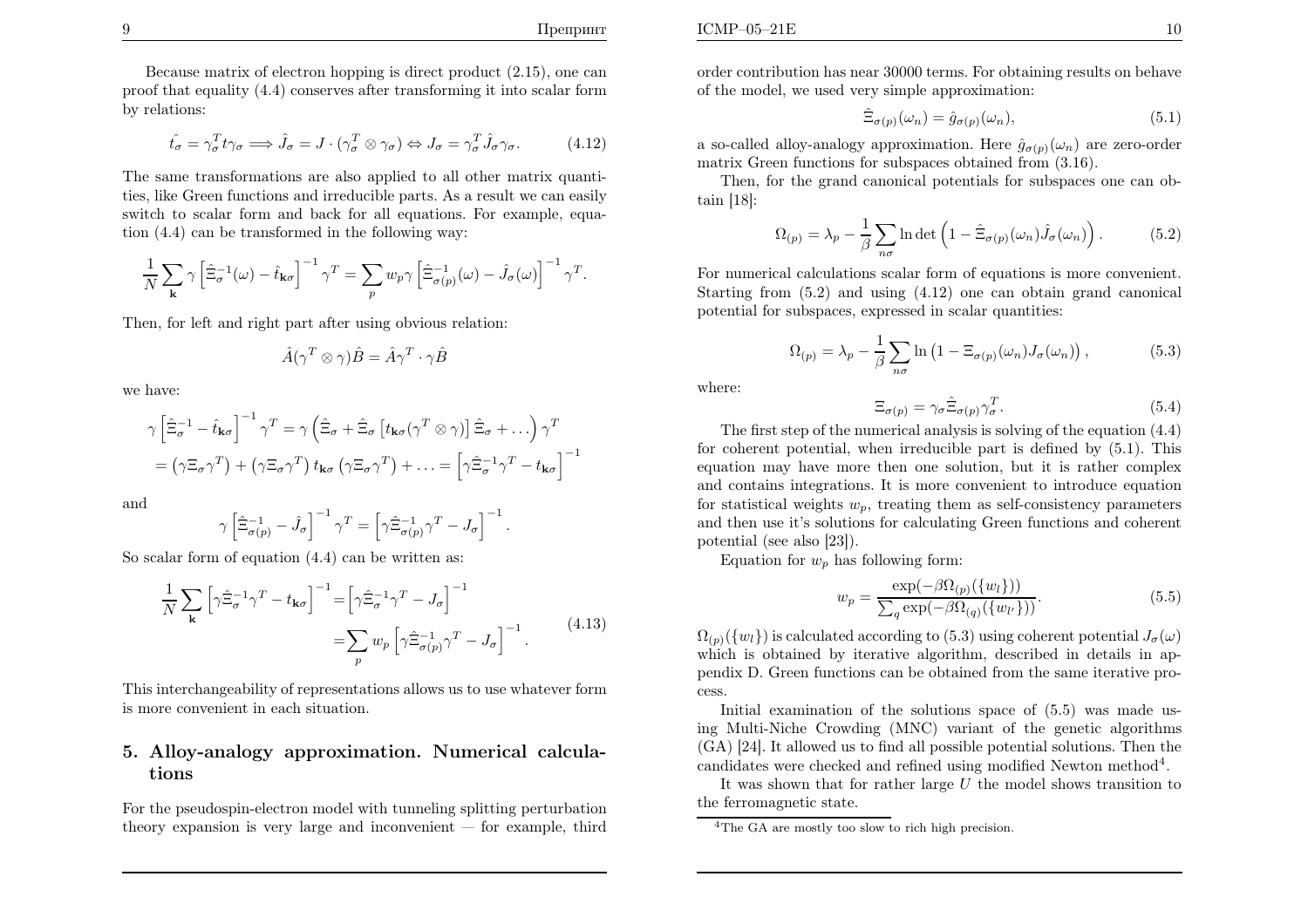Because matrix of electron hopping is direct product (2.15), one can proof that equality (4.4) conserves after transforming it into scalar form by relations:

$$\hat{t_\sigma} = \gamma_\sigma^T t \gamma_\sigma \Longrightarrow \hat{J}_\sigma = J \cdot (\gamma_\sigma^T \otimes \gamma_\sigma) \Leftrightarrow J_\sigma = \gamma_\sigma^T \hat{J}_\sigma \gamma_\sigma. \tag{4.12}$$

The same transformations are also applied to all other matrix quantities, like Green functions and irreducible parts. As a result we can easily switch to scalar form and back for all equations. For example, equation (4.4) can be transformed in the following way:

$$\frac{1}{N}\sum_{\mathbf{k}} \gamma \left[\hat{\Xi}_\sigma^{-1}(\omega) - \hat{t}_{\mathbf{k}\sigma}\right]^{-1} \gamma^T = \sum_p w_p \gamma \left[\hat{\Xi}_{\sigma(p)}^{-1}(\omega) - \hat{J}_\sigma(\omega)\right]^{-1} \gamma^T.$$

Then, for left and right part after using obvious relation:

$$\hat{A}(\gamma^T \otimes \gamma)\hat{B} = \hat{A}\gamma^T \cdot \gamma \hat{B}$$

we have:

$$\begin{aligned}
\gamma \left[\hat{\Xi}_\sigma^{-1} - \hat{t}_{\mathbf{k}\sigma}\right]^{-1} \gamma^T &= \gamma \left(\hat{\Xi}_\sigma + \hat{\Xi}_\sigma \left[t_{\mathbf{k}\sigma}(\gamma^T \otimes \gamma)\right] \hat{\Xi}_\sigma + \dots\right) \gamma^T \\
&= \left(\gamma \Xi_\sigma \gamma^T\right) + \left(\gamma \Xi_\sigma \gamma^T\right) t_{\mathbf{k}\sigma} \left(\gamma \Xi_\sigma \gamma^T\right) + \ldots = \left[\gamma \hat{\Xi}_\sigma^{-1} \gamma^T - t_{\mathbf{k}\sigma}\right]^{-1}
\end{aligned}$$

and

$$\gamma \left[\hat{\Xi}_{\sigma(p)}^{-1} - \hat{J}_\sigma\right]^{-1} \gamma^T = \left[\gamma \hat{\Xi}_{\sigma(p)}^{-1} \gamma^T - J_\sigma\right]^{-1}.$$

So scalar form of equation (4.4) can be written as:

$$\begin{aligned}
\frac{1}{N}\sum_{\mathbf{k}} \left[\gamma \hat{\Xi}_\sigma^{-1} \gamma^T - t_{\mathbf{k}\sigma}\right]^{-1} &= \left[\gamma \hat{\Xi}_\sigma^{-1} \gamma^T - J_\sigma\right]^{-1} \\
&= \sum_p w_p \left[\gamma \hat{\Xi}_{\sigma(p)}^{-1} \gamma^T - J_\sigma\right]^{-1}.
\end{aligned} \tag{4.13}$$

This interchangeability of representations allows us to use whatever form is more convenient in each situation.

## 5. Alloy-analogy approximation. Numerical calculations

For the pseudospin-electron model with tunneling splitting perturbation theory expansion is very large and inconvenient — for example, third order contribution has near 30000 terms. For obtaining results on behave of the model, we used very simple approximation:

$$\hat{\Xi}_{\sigma(p)}(\omega_n) = \hat{g}_{\sigma(p)}(\omega_n), \tag{5.1}$$

a so-called alloy-analogy approximation. Here $\hat{g}_{\sigma(p)}(\omega_n)$ are zero-order matrix Green functions for subspaces obtained from (3.16).

Then, for the grand canonical potentials for subspaces one can obtain [18]:

$$\Omega_{(p)} = \lambda_p - \frac{1}{\beta}\sum_{n\sigma} \ln \det \left(1 - \hat{\Xi}_{\sigma(p)}(\omega_n) \hat{J}_\sigma(\omega_n)\right). \tag{5.2}$$

For numerical calculations scalar form of equations is more convenient. Starting from (5.2) and using (4.12) one can obtain grand canonical potential for subspaces, expressed in scalar quantities:

$$\Omega_{(p)} = \lambda_p - \frac{1}{\beta}\sum_{n\sigma} \ln \left(1 - \Xi_{\sigma(p)}(\omega_n) J_\sigma(\omega_n)\right), \tag{5.3}$$

where:

$$\Xi_{\sigma(p)} = \gamma_\sigma \hat{\Xi}_{\sigma(p)} \gamma_\sigma^T. \tag{5.4}$$

The first step of the numerical analysis is solving of the equation (4.4) for coherent potential, when irreducible part is defined by (5.1). This equation may have more then one solution, but it is rather complex and contains integrations. It is more convenient to introduce equation for statistical weights $w_p$, treating them as self-consistency parameters and then use it's solutions for calculating Green functions and coherent potential (see also [23]).

Equation for $w_p$ has following form:

$$w_p = \frac{\exp(-\beta \Omega_{(p)}(\{w_l\}))}{\sum_q \exp(-\beta \Omega_{(q)}(\{w_{l'}\}))}. \tag{5.5}$$

$\Omega_{(p)}(\{w_l\})$ is calculated according to (5.3) using coherent potential $J_\sigma(\omega)$ which is obtained by iterative algorithm, described in details in appendix D. Green functions can be obtained from the same iterative process.

Initial examination of the solutions space of (5.5) was made using Multi-Niche Crowding (MNC) variant of the genetic algorithms (GA) [24]. It allowed us to find all possible potential solutions. Then the candidates were checked and refined using modified Newton method[4].

It was shown that for rather large $U$ the model shows transition to the ferromagnetic state.

[4] The GA are mostly too slow to rich high precision.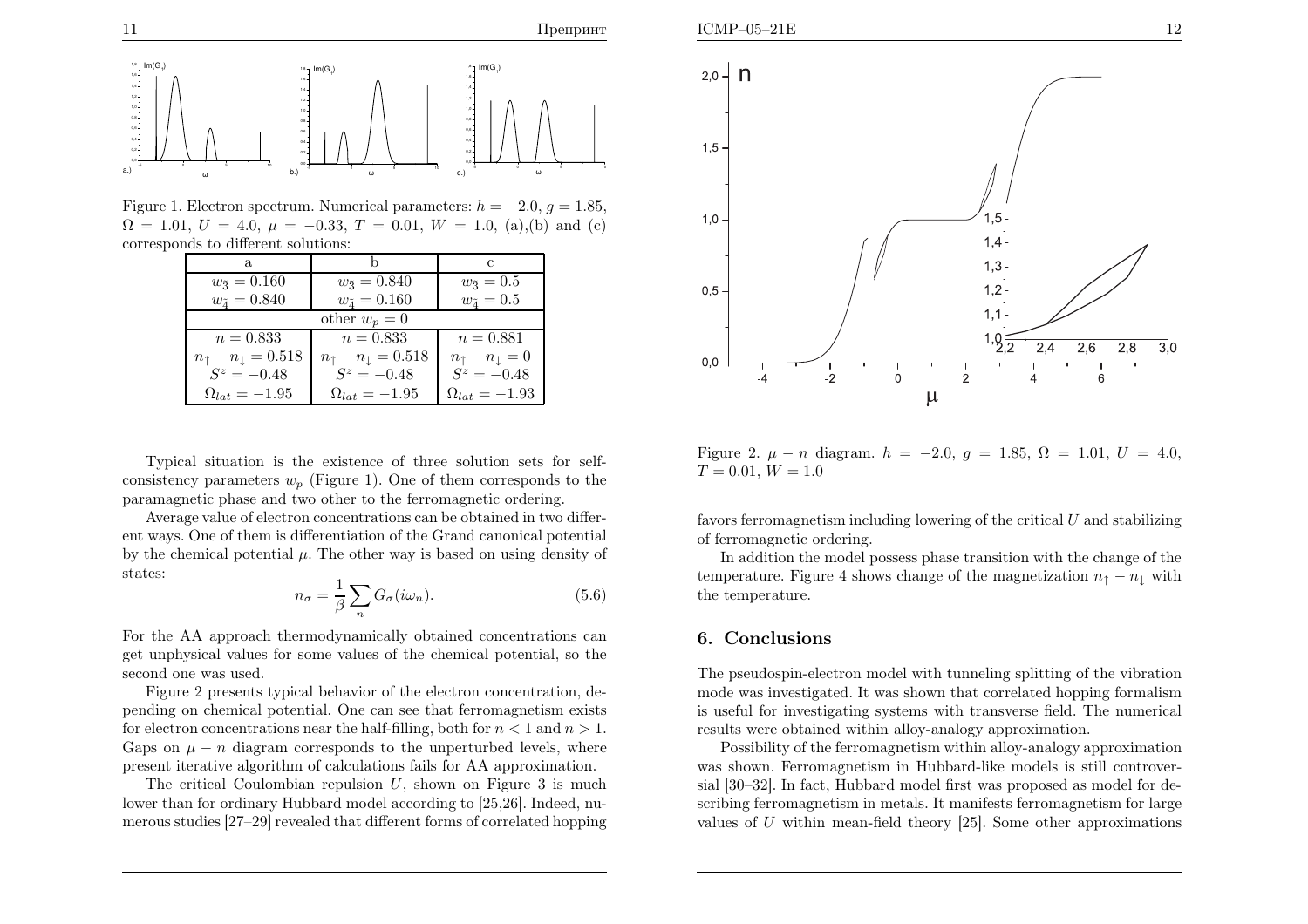Figure 1. Electron spectrum. Numerical parameters: $h = -2.0$, $g = 1.85$, $\Omega = 1.01$, $U = 4.0$, $\mu = -0.33$, $T = 0.01$, $W = 1.0$, (a),(b) and (c) corresponds to different solutions:

| a | b | c |
|---|---|---|
| $w_{\tilde{3}} = 0.160$ | $w_{\tilde{3}} = 0.840$ | $w_{\tilde{3}} = 0.5$ |
| $w_{\tilde{4}} = 0.840$ | $w_{\tilde{4}} = 0.160$ | $w_{\tilde{4}} = 0.5$ |
| other $w_p = 0$ | | |
| $n = 0.833$ | $n = 0.833$ | $n = 0.881$ |
| $n_\uparrow - n_\downarrow = 0.518$ | $n_\uparrow - n_\downarrow = 0.518$ | $n_\uparrow - n_\downarrow = 0$ |
| $S^z = -0.48$ | $S^z = -0.48$ | $S^z = -0.48$ |
| $\Omega_{lat} = -1.95$ | $\Omega_{lat} = -1.95$ | $\Omega_{lat} = -1.93$ |

Typical situation is the existence of three solution sets for self-consistency parameters $w_p$ (Figure 1). One of them corresponds to the paramagnetic phase and two other to the ferromagnetic ordering.

Average value of electron concentrations can be obtained in two different ways. One of them is differentiation of the Grand canonical potential by the chemical potential $\mu$. The other way is based on using density of states:

$$n_\sigma = \frac{1}{\beta} \sum_n G_\sigma(i\omega_n). \tag{5.6}$$

For the AA approach thermodynamically obtained concentrations can get unphysical values for some values of the chemical potential, so the second one was used.

Figure 2 presents typical behavior of the electron concentration, depending on chemical potential. One can see that ferromagnetism exists for electron concentrations near the half-filling, both for $n < 1$ and $n > 1$. Gaps on $\mu - n$ diagram corresponds to the unperturbed levels, where present iterative algorithm of calculations fails for AA approximation.

The critical Coulombian repulsion $U$, shown on Figure 3 is much lower than for ordinary Hubbard model according to [25,26]. Indeed, numerous studies [27–29] revealed that different forms of correlated hopping favors ferromagnetism including lowering of the critical $U$ and stabilizing of ferromagnetic ordering.

Figure 2. $\mu - n$ diagram. $h = -2.0$, $g = 1.85$, $\Omega = 1.01$, $U = 4.0$, $T = 0.01$, $W = 1.0$

In addition the model possess phase transition with the change of the temperature. Figure 4 shows change of the magnetization $n_\uparrow - n_\downarrow$ with the temperature.

## 6. Conclusions

The pseudospin-electron model with tunneling splitting of the vibration mode was investigated. It was shown that correlated hopping formalism is useful for investigating systems with transverse field. The numerical results were obtained within alloy-analogy approximation.

Possibility of the ferromagnetism within alloy-analogy approximation was shown. Ferromagnetism in Hubbard-like models is still controversial [30–32]. In fact, Hubbard model first was proposed as model for describing ferromagnetism in metals. It manifests ferromagnetism for large values of $U$ within mean-field theory [25]. Some other approximations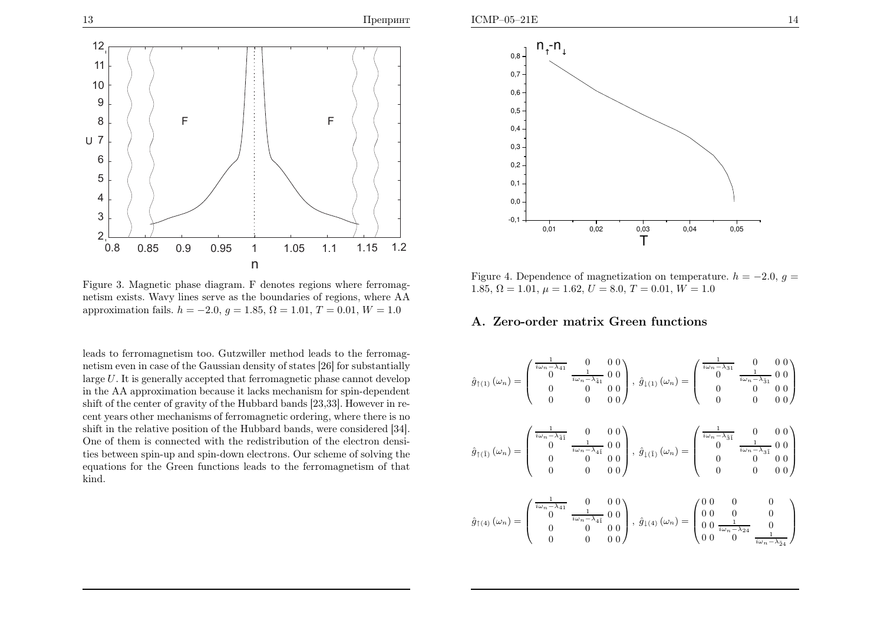Figure 3. Magnetic phase diagram. F denotes regions where ferromagnetism exists. Wavy lines serve as the boundaries of regions, where AA approximation fails. $h = -2.0$, $g = 1.85$, $\Omega = 1.01$, $T = 0.01$, $W = 1.0$

leads to ferromagnetism too. Gutzwiller method leads to the ferromagnetism even in case of the Gaussian density of states [26] for substantially large $U$. It is generally accepted that ferromagnetic phase cannot develop in the AA approximation because it lacks mechanism for spin-dependent shift of the center of gravity of the Hubbard bands [23,33]. However in recent years other mechanisms of ferromagnetic ordering, where there is no shift in the relative position of the Hubbard bands, were considered [34]. One of them is connected with the redistribution of the electron densities between spin-up and spin-down electrons. Our scheme of solving the equations for the Green functions leads to the ferromagnetism of that kind.

Figure 4. Dependence of magnetization on temperature. $h = -2.0$, $g = 1.85$, $\Omega = 1.01$, $\mu = 1.62$, $U = 8.0$, $T = 0.01$, $W = 1.0$

## A. Zero-order matrix Green functions

$$
\hat{g}_{\uparrow(1)}(\omega_n) = \begin{pmatrix} \frac{1}{i\omega_n - \lambda_{41}} & 0 & 0 & 0 \\ 0 & \frac{1}{i\omega_n - \lambda_{\bar{4}1}} & 0 & 0 \\ 0 & 0 & 0 & 0 \\ 0 & 0 & 0 & 0 \end{pmatrix}, \quad \hat{g}_{\downarrow(1)}(\omega_n) = \begin{pmatrix} \frac{1}{i\omega_n - \lambda_{31}} & 0 & 0 & 0 \\ 0 & \frac{1}{i\omega_n - \lambda_{\bar{3}1}} & 0 & 0 \\ 0 & 0 & 0 & 0 \\ 0 & 0 & 0 & 0 \end{pmatrix}
$$

$$
\hat{g}_{\uparrow(\bar{1})}(\omega_n) = \begin{pmatrix} \frac{1}{i\omega_n - \lambda_{\bar{4}\bar{1}}} & 0 & 0 & 0 \\ 0 & \frac{1}{i\omega_n - \lambda_{4\bar{1}}} & 0 & 0 \\ 0 & 0 & 0 & 0 \\ 0 & 0 & 0 & 0 \end{pmatrix}, \quad \hat{g}_{\downarrow(\bar{1})}(\omega_n) = \begin{pmatrix} \frac{1}{i\omega_n - \lambda_{\bar{3}\bar{1}}} & 0 & 0 & 0 \\ 0 & \frac{1}{i\omega_n - \lambda_{3\bar{1}}} & 0 & 0 \\ 0 & 0 & 0 & 0 \\ 0 & 0 & 0 & 0 \end{pmatrix}
$$

$$
\hat{g}_{\uparrow(4)}(\omega_n) = \begin{pmatrix} \frac{1}{i\omega_n - \lambda_{41}} & 0 & 0 & 0 \\ 0 & \frac{1}{i\omega_n - \lambda_{4\bar{1}}} & 0 & 0 \\ 0 & 0 & 0 & 0 \\ 0 & 0 & 0 & 0 \end{pmatrix}, \quad \hat{g}_{\downarrow(4)}(\omega_n) = \begin{pmatrix} 0 & 0 & 0 & 0 \\ 0 & 0 & 0 & 0 \\ 0 & 0 & \frac{1}{i\omega_n - \lambda_{24}} & 0 \\ 0 & 0 & 0 & \frac{1}{i\omega_n - \lambda_{\bar{2}4}} \end{pmatrix}
$$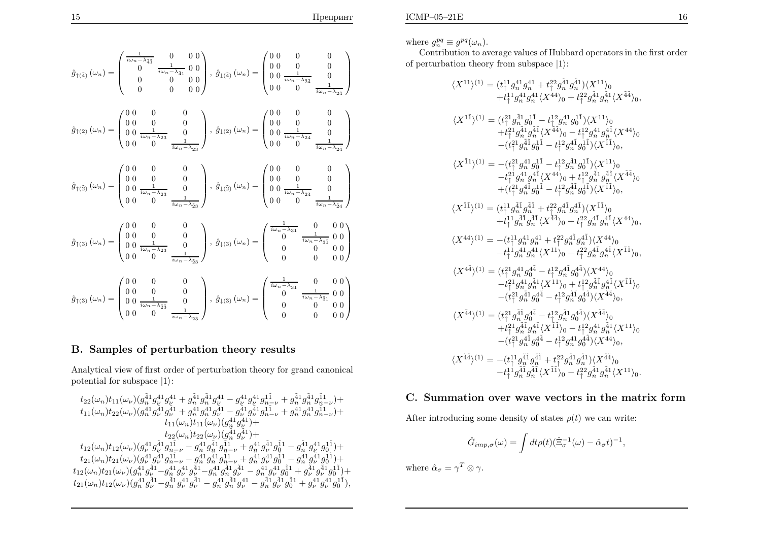$$\hat{g}_{\uparrow(\tilde{4})}(\omega_n) = \begin{pmatrix} \frac{1}{i\omega_n - \lambda_{\tilde{4}\tilde{1}}} & 0 & 0 & 0 \\ 0 & \frac{1}{i\omega_n - \lambda_{\tilde{4}1}} & 0 & 0 \\ 0 & 0 & 0 & 0 \\ 0 & 0 & 0 & 0 \end{pmatrix}, \ \hat{g}_{\downarrow(\tilde{4})}(\omega_n) = \begin{pmatrix} 0 & 0 & 0 & 0 \\ 0 & 0 & 0 & 0 \\ 0 & 0 & \frac{1}{i\omega_n - \lambda_{2\tilde{4}}} & 0 \\ 0 & 0 & 0 & \frac{1}{i\omega_n - \lambda_{\tilde{2}\tilde{4}}} \end{pmatrix}$$

$$\hat{g}_{\uparrow(2)}(\omega_n) = \begin{pmatrix} 0 & 0 & 0 & 0 \\ 0 & 0 & 0 & 0 \\ 0 & 0 & \frac{1}{i\omega_n - \lambda_{23}} & 0 \\ 0 & 0 & 0 & \frac{1}{i\omega_n - \lambda_{2\tilde{3}}} \end{pmatrix}, \ \hat{g}_{\downarrow(2)}(\omega_n) = \begin{pmatrix} 0 & 0 & 0 & 0 \\ 0 & 0 & 0 & 0 \\ 0 & 0 & \frac{1}{i\omega_n - \lambda_{24}} & 0 \\ 0 & 0 & 0 & \frac{1}{i\omega_n - \lambda_{2\tilde{4}}} \end{pmatrix}$$

$$\hat{g}_{\uparrow(\tilde{2})}(\omega_n) = \begin{pmatrix} 0 & 0 & 0 & 0 \\ 0 & 0 & 0 & 0 \\ 0 & 0 & \frac{1}{i\omega_n - \lambda_{\tilde{2}\tilde{3}}} & 0 \\ 0 & 0 & 0 & \frac{1}{i\omega_n - \lambda_{\tilde{2}3}} \end{pmatrix}, \ \hat{g}_{\downarrow(\tilde{2})}(\omega_n) = \begin{pmatrix} 0 & 0 & 0 & 0 \\ 0 & 0 & 0 & 0 \\ 0 & 0 & \frac{1}{i\omega_n - \lambda_{\tilde{2}\tilde{4}}} & 0 \\ 0 & 0 & 0 & \frac{1}{i\omega_n - \lambda_{\tilde{2}4}} \end{pmatrix}$$

$$\hat{g}_{\uparrow(3)}(\omega_n) = \begin{pmatrix} 0 & 0 & 0 & 0 \\ 0 & 0 & 0 & 0 \\ 0 & 0 & \frac{1}{i\omega_n - \lambda_{23}} & 0 \\ 0 & 0 & 0 & \frac{1}{i\omega_n - \lambda_{\tilde{2}3}} \end{pmatrix}, \ \hat{g}_{\downarrow(3)}(\omega_n) = \begin{pmatrix} \frac{1}{i\omega_n - \lambda_{31}} & 0 & 0 & 0 \\ 0 & \frac{1}{i\omega_n - \lambda_{3\tilde{1}}} & 0 & 0 \\ 0 & 0 & 0 & 0 \\ 0 & 0 & 0 & 0 \end{pmatrix}$$

$$\hat{g}_{\uparrow(\tilde{3})}(\omega_n) = \begin{pmatrix} 0 & 0 & 0 & 0 \\ 0 & 0 & 0 & 0 \\ 0 & 0 & \frac{1}{i\omega_n - \lambda_{\tilde{2}\tilde{3}}} & 0 \\ 0 & 0 & 0 & \frac{1}{i\omega_n - \lambda_{2\tilde{3}}} \end{pmatrix}, \ \hat{g}_{\downarrow(\tilde{3})}(\omega_n) = \begin{pmatrix} \frac{1}{i\omega_n - \lambda_{\tilde{3}\tilde{1}}} & 0 & 0 & 0 \\ 0 & \frac{1}{i\omega_n - \lambda_{\tilde{3}1}} & 0 & 0 \\ 0 & 0 & 0 & 0 \\ 0 & 0 & 0 & 0 \end{pmatrix}$$

## B. Samples of perturbation theory results

Analytical view of first order of perturbation theory for grand canonical potential for subspace $|1\rangle$:

$$\begin{aligned}
&t_{22}(\omega_n)t_{11}(\omega_\nu)(g_n^{\tilde{4}1}g_\nu^{41}g_\nu^{41} + g_n^{\tilde{4}1}g_n^{\tilde{4}1}g_\nu^{41} - g_\nu^{41}g_\nu^{41}g_{n-\nu}^{1\tilde{1}} + g_n^{\tilde{4}1}g_n^{\tilde{4}1}g_{n-\nu}^{\tilde{1}1}) + \\
&t_{11}(\omega_n)t_{22}(\omega_\nu)(g_n^{41}g_\nu^{\tilde{4}1}g_\nu^{\tilde{4}1} + g_n^{41}g_n^{41}g_\nu^{\tilde{4}1} - g_\nu^{\tilde{4}1}g_\nu^{\tilde{4}1}g_{n-\nu}^{1\tilde{1}} + g_n^{41}g_n^{41}g_{n-\nu}^{\tilde{1}1}) + \\
&t_{11}(\omega_n)t_{11}(\omega_\nu)(g_n^{41}g_\nu^{41}) + \\
&t_{22}(\omega_n)t_{22}(\omega_\nu)(g_n^{\tilde{4}1}g_\nu^{\tilde{4}1}) + \\
&t_{12}(\omega_n)t_{12}(\omega_\nu)(g_\nu^{41}g_\nu^{\tilde{4}1}g_{n-\nu}^{1\tilde{1}} - g_n^{41}g_n^{\tilde{4}1}g_{n-\nu}^{\tilde{1}1} + g_n^{41}g_\nu^{\tilde{4}1}g_0^{\tilde{1}1} - g_n^{\tilde{4}1}g_\nu^{41}g_0^{1\tilde{1}}) + \\
&t_{21}(\omega_n)t_{21}(\omega_\nu)(g_\nu^{41}g_\nu^{\tilde{4}1}g_{n-\nu}^{1\tilde{1}} - g_n^{41}g_n^{\tilde{4}1}g_{n-\nu}^{\tilde{1}1} + g_n^{\tilde{4}1}g_\nu^{41}g_0^{\tilde{1}1} - g_n^{41}g_\nu^{\tilde{4}1}g_0^{1\tilde{1}}) + \\
&t_{12}(\omega_n)t_{21}(\omega_\nu)(g_n^{41}g_\nu^{\tilde{4}1} - g_n^{41}g_\nu^{41}g_\nu^{\tilde{4}1} - g_n^{41}g_n^{\tilde{4}1}g_\nu^{\tilde{4}1} - g_n^{41}g_\nu^{41}g_0^{\tilde{1}1} + g_\nu^{\tilde{4}1}g_\nu^{41}g_0^{1\tilde{1}}) + \\
&t_{21}(\omega_n)t_{12}(\omega_\nu)(g_n^{41}g_\nu^{\tilde{4}1} - g_n^{\tilde{4}1}g_\nu^{41}g_\nu^{\tilde{4}1} - g_n^{41}g_n^{\tilde{4}1}g_\nu^{41} - g_n^{\tilde{4}1}g_\nu^{\tilde{4}1}g_0^{\tilde{1}1} + g_\nu^{41}g_\nu^{41}g_0^{1\tilde{1}}),
\end{aligned}$$

where $g_n^{pq} \equiv g^{pq}(\omega_n)$.

Contribution to average values of Hubbard operators in the first order of perturbation theory from subspace $|1\rangle$:

$$\begin{aligned}
\langle X^{11}\rangle^{(1)} &= (t_\uparrow^{11}g_n^{41}g_n^{41} + t_\uparrow^{22}g_n^{\tilde{4}1}g_n^{\tilde{4}1})\langle X^{11}\rangle_0 \\
&+ t_\uparrow^{11}g_n^{41}g_n^{41}\langle X^{44}\rangle_0 + t_\uparrow^{22}g_n^{\tilde{4}1}g_n^{\tilde{4}1}\langle X^{\tilde{4}\tilde{4}}\rangle_0, \\
\langle X^{1\tilde{1}}\rangle^{(1)} &= (t_\uparrow^{21}g_n^{\tilde{4}1}g_0^{1\tilde{1}} - t_\uparrow^{12}g_n^{41}g_0^{1\tilde{1}})\langle X^{11}\rangle_0 \\
&+ t_\uparrow^{21}g_n^{\tilde{4}1}g_n^{4\tilde{1}}\langle X^{\tilde{4}\tilde{4}}\rangle_0 - t_\uparrow^{12}g_n^{41}g_n^{4\tilde{1}}\langle X^{44}\rangle_0 \\
&- (t_\uparrow^{21}g_n^{\tilde{4}\tilde{1}}g_0^{1\tilde{1}} - t_\uparrow^{12}g_n^{4\tilde{1}}g_0^{1\tilde{1}})\langle X^{\tilde{1}\tilde{1}}\rangle_0, \\
\langle X^{\tilde{1}1}\rangle^{(1)} &= -(t_\uparrow^{21}g_n^{41}g_0^{1\tilde{1}} - t_\uparrow^{12}g_n^{\tilde{4}1}g_0^{1\tilde{1}})\langle X^{11}\rangle_0 \\
&- t_\uparrow^{21}g_n^{41}g_n^{4\tilde{1}}\langle X^{44}\rangle_0 + t_\uparrow^{12}g_n^{\tilde{4}1}g_n^{\tilde{4}\tilde{1}}\langle X^{\tilde{4}\tilde{4}}\rangle_0 \\
&+ (t_\uparrow^{21}g_n^{4\tilde{1}}g_0^{1\tilde{1}} - t_\uparrow^{12}g_n^{\tilde{4}\tilde{1}}g_0^{1\tilde{1}})\langle X^{\tilde{1}\tilde{1}}\rangle_0, \\
\langle X^{\tilde{1}\tilde{1}}\rangle^{(1)} &= (t_\uparrow^{11}g_n^{\tilde{4}\tilde{1}}g_n^{\tilde{4}\tilde{1}} + t_\uparrow^{22}g_n^{4\tilde{1}}g_n^{4\tilde{1}})\langle X^{\tilde{1}\tilde{1}}\rangle_0 \\
&+ t_\uparrow^{11}g_n^{\tilde{4}\tilde{1}}g_n^{\tilde{4}\tilde{1}}\langle X^{\tilde{4}\tilde{4}}\rangle_0 + t_\uparrow^{22}g_n^{4\tilde{1}}g_n^{4\tilde{1}}\langle X^{44}\rangle_0, \\
\langle X^{44}\rangle^{(1)} &= -(t_\uparrow^{11}g_n^{41}g_n^{41} + t_\uparrow^{22}g_n^{4\tilde{1}}g_n^{4\tilde{1}})\langle X^{44}\rangle_0 \\
&- t_\uparrow^{11}g_n^{41}g_n^{41}\langle X^{11}\rangle_0 - t_\uparrow^{22}g_n^{4\tilde{1}}g_n^{4\tilde{1}}\langle X^{\tilde{1}\tilde{1}}\rangle_0, \\
\langle X^{4\tilde{4}}\rangle^{(1)} &= (t_\uparrow^{21}g_n^{41}g_0^{4\tilde{4}} - t_\uparrow^{12}g_n^{4\tilde{1}}g_0^{4\tilde{4}})\langle X^{44}\rangle_0 \\
&- t_\uparrow^{21}g_n^{41}g_n^{\tilde{4}1}\langle X^{11}\rangle_0 + t_\uparrow^{12}g_n^{\tilde{4}\tilde{1}}g_n^{4\tilde{1}}\langle X^{\tilde{1}\tilde{1}}\rangle_0 \\
&- (t_\uparrow^{21}g_n^{\tilde{4}1}g_0^{4\tilde{4}} - t_\uparrow^{12}g_n^{\tilde{4}\tilde{1}}g_0^{4\tilde{4}})\langle X^{\tilde{4}\tilde{4}}\rangle_0, \\
\langle X^{\tilde{4}4}\rangle^{(1)} &= (t_\uparrow^{21}g_n^{\tilde{4}\tilde{1}}g_0^{4\tilde{4}} - t_\uparrow^{12}g_n^{\tilde{4}1}g_0^{4\tilde{4}})\langle X^{\tilde{4}\tilde{4}}\rangle_0 \\
&+ t_\uparrow^{21}g_n^{4\tilde{1}}g_n^{\tilde{4}\tilde{1}}\langle X^{\tilde{1}\tilde{1}}\rangle_0 - t_\uparrow^{12}g_n^{41}g_n^{\tilde{4}1}\langle X^{11}\rangle_0 \\
&- (t_\uparrow^{21}g_n^{4\tilde{1}}g_0^{4\tilde{4}} - t_\uparrow^{12}g_n^{41}g_0^{4\tilde{4}})\langle X^{44}\rangle_0, \\
\langle X^{\tilde{4}\tilde{4}}\rangle^{(1)} &= -(t_\uparrow^{11}g_n^{\tilde{4}\tilde{1}}g_n^{\tilde{4}\tilde{1}} + t_\uparrow^{22}g_n^{\tilde{4}1}g_n^{\tilde{4}1})\langle X^{\tilde{4}\tilde{4}}\rangle_0 \\
&- t_\uparrow^{11}g_n^{\tilde{4}\tilde{1}}g_n^{\tilde{4}\tilde{1}}\langle X^{\tilde{1}\tilde{1}}\rangle_0 - t_\uparrow^{22}g_n^{\tilde{4}1}g_n^{\tilde{4}1}\langle X^{11}\rangle_0.
\end{aligned}$$

## C. Summation over wave vectors in the matrix form

After introducing some density of states $\rho(t)$ we can write:

$$\hat{G}_{imp,\sigma}(\omega) = \int dt\rho(t)(\hat{\Xi}_\sigma^{-1}(\omega) - \hat{\alpha}_\sigma t)^{-1},$$

where $\hat{\alpha}_\sigma = \gamma^T \otimes \gamma$.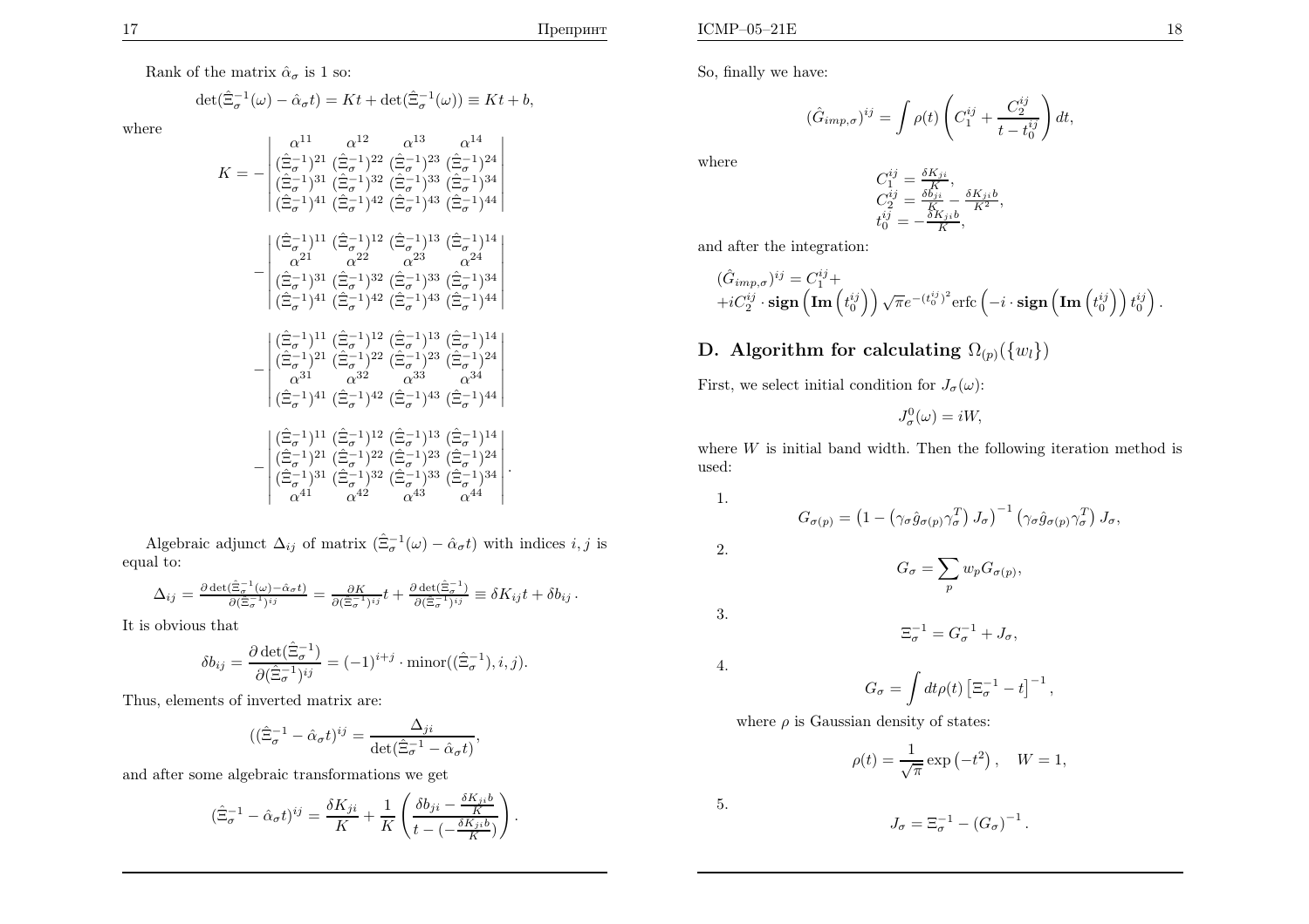Rank of the matrix $\hat{\alpha}_\sigma$ is 1 so:

$$\det(\hat{\Xi}_\sigma^{-1}(\omega) - \hat{\alpha}_\sigma t) = Kt + \det(\hat{\Xi}_\sigma^{-1}(\omega)) \equiv Kt + b,$$

where

$$K = -\begin{vmatrix} \alpha^{11} & \alpha^{12} & \alpha^{13} & \alpha^{14} \\ (\hat{\Xi}_\sigma^{-1})^{21} & (\hat{\Xi}_\sigma^{-1})^{22} & (\hat{\Xi}_\sigma^{-1})^{23} & (\hat{\Xi}_\sigma^{-1})^{24} \\ (\hat{\Xi}_\sigma^{-1})^{31} & (\hat{\Xi}_\sigma^{-1})^{32} & (\hat{\Xi}_\sigma^{-1})^{33} & (\hat{\Xi}_\sigma^{-1})^{34} \\ (\hat{\Xi}_\sigma^{-1})^{41} & (\hat{\Xi}_\sigma^{-1})^{42} & (\hat{\Xi}_\sigma^{-1})^{43} & (\hat{\Xi}_\sigma^{-1})^{44} \end{vmatrix}$$

$$-\begin{vmatrix} (\hat{\Xi}_\sigma^{-1})^{11} & (\hat{\Xi}_\sigma^{-1})^{12} & (\hat{\Xi}_\sigma^{-1})^{13} & (\hat{\Xi}_\sigma^{-1})^{14} \\ \alpha^{21} & \alpha^{22} & \alpha^{23} & \alpha^{24} \\ (\hat{\Xi}_\sigma^{-1})^{31} & (\hat{\Xi}_\sigma^{-1})^{32} & (\hat{\Xi}_\sigma^{-1})^{33} & (\hat{\Xi}_\sigma^{-1})^{34} \\ (\hat{\Xi}_\sigma^{-1})^{41} & (\hat{\Xi}_\sigma^{-1})^{42} & (\hat{\Xi}_\sigma^{-1})^{43} & (\hat{\Xi}_\sigma^{-1})^{44} \end{vmatrix}$$

$$-\begin{vmatrix} (\hat{\Xi}_\sigma^{-1})^{11} & (\hat{\Xi}_\sigma^{-1})^{12} & (\hat{\Xi}_\sigma^{-1})^{13} & (\hat{\Xi}_\sigma^{-1})^{14} \\ (\hat{\Xi}_\sigma^{-1})^{21} & (\hat{\Xi}_\sigma^{-1})^{22} & (\hat{\Xi}_\sigma^{-1})^{23} & (\hat{\Xi}_\sigma^{-1})^{24} \\ \alpha^{31} & \alpha^{32} & \alpha^{33} & \alpha^{34} \\ (\hat{\Xi}_\sigma^{-1})^{41} & (\hat{\Xi}_\sigma^{-1})^{42} & (\hat{\Xi}_\sigma^{-1})^{43} & (\hat{\Xi}_\sigma^{-1})^{44} \end{vmatrix}$$

$$-\begin{vmatrix} (\hat{\Xi}_\sigma^{-1})^{11} & (\hat{\Xi}_\sigma^{-1})^{12} & (\hat{\Xi}_\sigma^{-1})^{13} & (\hat{\Xi}_\sigma^{-1})^{14} \\ (\hat{\Xi}_\sigma^{-1})^{21} & (\hat{\Xi}_\sigma^{-1})^{22} & (\hat{\Xi}_\sigma^{-1})^{23} & (\hat{\Xi}_\sigma^{-1})^{24} \\ (\hat{\Xi}_\sigma^{-1})^{31} & (\hat{\Xi}_\sigma^{-1})^{32} & (\hat{\Xi}_\sigma^{-1})^{33} & (\hat{\Xi}_\sigma^{-1})^{34} \\ \alpha^{41} & \alpha^{42} & \alpha^{43} & \alpha^{44} \end{vmatrix}.$$

Algebraic adjunct $\Delta_{ij}$ of matrix $(\hat{\Xi}_\sigma^{-1}(\omega) - \hat{\alpha}_\sigma t)$ with indices $i, j$ is equal to:

$$\Delta_{ij} = \frac{\partial \det(\hat{\Xi}_\sigma^{-1}(\omega) - \hat{\alpha}_\sigma t)}{\partial (\hat{\Xi}_\sigma^{-1})^{ij}} = \frac{\partial K}{\partial (\hat{\Xi}_\sigma^{-1})^{ij}} t + \frac{\partial \det(\hat{\Xi}_\sigma^{-1})}{\partial (\hat{\Xi}_\sigma^{-1})^{ij}} \equiv \delta K_{ij} t + \delta b_{ij}\,.$$

It is obvious that

$$\delta b_{ij} = \frac{\partial \det(\hat{\Xi}_\sigma^{-1})}{\partial (\hat{\Xi}_\sigma^{-1})^{ij}} = (-1)^{i+j} \cdot \mathrm{minor}((\hat{\Xi}_\sigma^{-1}), i, j).$$

Thus, elements of inverted matrix are:

$$((\hat{\Xi}_\sigma^{-1} - \hat{\alpha}_\sigma t)^{ij} = \frac{\Delta_{ji}}{\det(\hat{\Xi}_\sigma^{-1} - \hat{\alpha}_\sigma t)},$$

and after some algebraic transformations we get

$$(\hat{\Xi}_\sigma^{-1} - \hat{\alpha}_\sigma t)^{ij} = \frac{\delta K_{ji}}{K} + \frac{1}{K}\left(\frac{\delta b_{ji} - \frac{\delta K_{ji} b}{K}}{t - (-\frac{\delta K_{ji} b}{K})}\right).$$

So, finally we have:

$$(\hat{G}_{imp,\sigma})^{ij} = \int \rho(t) \left( C_1^{ij} + \frac{C_2^{ij}}{t - t_0^{ij}} \right) dt,$$

where

$$C_1^{ij} = \frac{\delta K_{ji}}{K},\quad C_2^{ij} = \frac{\delta b_{ji}}{K} - \frac{\delta K_{ji} b}{K^2},\quad t_0^{ij} = -\frac{\delta K_{ji} b}{K},$$

and after the integration:

$$(\hat{G}_{imp,\sigma})^{ij} = C_1^{ij} + iC_2^{ij} \cdot \mathbf{sign}\left(\mathbf{Im}\left(t_0^{ij}\right)\right) \sqrt{\pi} e^{-(t_0^{ij})^2} \mathrm{erfc}\left(-i \cdot \mathbf{sign}\left(\mathbf{Im}\left(t_0^{ij}\right)\right) t_0^{ij}\right).$$

## D. Algorithm for calculating $\Omega_{(p)}(\{w_l\})$

First, we select initial condition for $J_\sigma(\omega)$:

$$J_\sigma^0(\omega) = iW,$$

where $W$ is initial band width. Then the following iteration method is used:

1. $$G_{\sigma(p)} = \left(1 - \left(\gamma_\sigma \hat{g}_{\sigma(p)} \gamma_\sigma^T\right) J_\sigma\right)^{-1} \left(\gamma_\sigma \hat{g}_{\sigma(p)} \gamma_\sigma^T\right) J_\sigma,$$

2. $$G_\sigma = \sum_p w_p G_{\sigma(p)},$$

3. $$\Xi_\sigma^{-1} = G_\sigma^{-1} + J_\sigma,$$

4. $$G_\sigma = \int dt \rho(t) \left[\Xi_\sigma^{-1} - t\right]^{-1},$$

   where $\rho$ is Gaussian density of states:

   $$\rho(t) = \frac{1}{\sqrt{\pi}} \exp\left(-t^2\right), \quad W = 1,$$

5. $$J_\sigma = \Xi_\sigma^{-1} - (G_\sigma)^{-1}.$$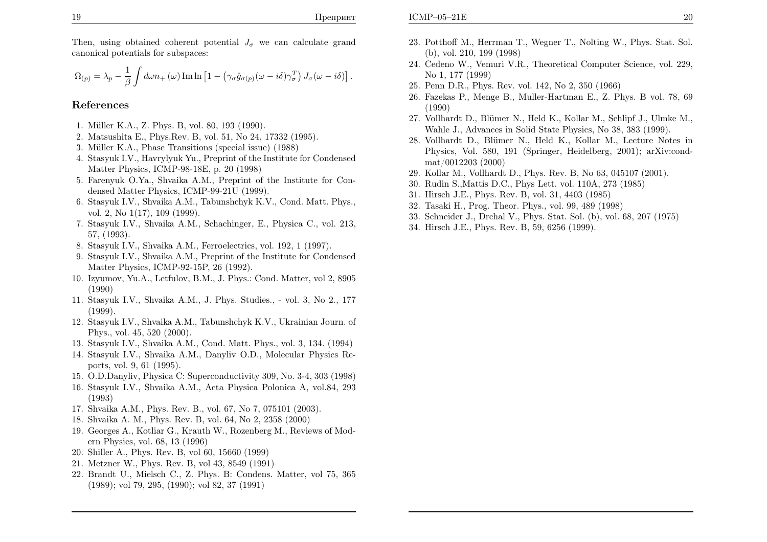Then, using obtained coherent potential $J_\sigma$ we can calculate grand canonical potentials for subspaces:

$$\Omega_{(p)} = \lambda_p - \frac{1}{\beta} \int d\omega n_{+}(\omega) \, \mathrm{Im} \ln \left[ 1 - \left( \gamma_\sigma \hat{g}_{\sigma(p)}(\omega - i\delta) \gamma_\sigma^T \right) J_\sigma(\omega - i\delta) \right].$$

## References

1. Müller K.A., Z. Phys. B, vol. 80, 193 (1990).
2. Matsushita E., Phys.Rev. B, vol. 51, No 24, 17332 (1995).
3. Müller K.A., Phase Transitions (special issue) (1988)
4. Stasyuk I.V., Havrylyuk Yu., Preprint of the Institute for Condensed Matter Physics, ICMP-98-18E, p. 20 (1998)
5. Farenyuk O.Ya., Shvaika A.M., Preprint of the Institute for Condensed Matter Physics, ICMP-99-21U (1999).
6. Stasyuk I.V., Shvaika A.M., Tabunshchyk K.V., Cond. Matt. Phys., vol. 2, No 1(17), 109 (1999).
7. Stasyuk I.V., Shvaika A.M., Schachinger, E., Physica C., vol. 213, 57, (1993).
8. Stasyuk I.V., Shvaika A.M., Ferroelectrics, vol. 192, 1 (1997).
9. Stasyuk I.V., Shvaika A.M., Preprint of the Institute for Condensed Matter Physics, ICMP-92-15P, 26 (1992).
10. Izyumov, Yu.A., Letfulov, B.M., J. Phys.: Cond. Matter, vol 2, 8905 (1990)
11. Stasyuk I.V., Shvaika A.M., J. Phys. Studies., - vol. 3, No 2., 177 (1999).
12. Stasyuk I.V., Shvaika A.M., Tabunshchyk K.V., Ukrainian Journ. of Phys., vol. 45, 520 (2000).
13. Stasyuk I.V., Shvaika A.M., Cond. Matt. Phys., vol. 3, 134. (1994)
14. Stasyuk I.V., Shvaika A.M., Danyliv O.D., Molecular Physics Reports, vol. 9, 61 (1995).
15. O.D.Danyliv, Physica C: Superconductivity 309, No. 3-4, 303 (1998)
16. Stasyuk I.V., Shvaika A.M., Acta Physica Polonica A, vol.84, 293 (1993)
17. Shvaika A.M., Phys. Rev. B., vol. 67, No 7, 075101 (2003).
18. Shvaika A. M., Phys. Rev. B, vol. 64, No 2, 2358 (2000)
19. Georges A., Kotliar G., Krauth W., Rozenberg M., Reviews of Modern Physics, vol. 68, 13 (1996)
20. Shiller A., Phys. Rev. B, vol 60, 15660 (1999)
21. Metzner W., Phys. Rev. B, vol 43, 8549 (1991)
22. Brandt U., Mielsch C., Z. Phys. B: Condens. Matter, vol 75, 365 (1989); vol 79, 295, (1990); vol 82, 37 (1991)
23. Potthoff M., Herrman T., Wegner T., Nolting W., Phys. Stat. Sol. (b), vol. 210, 199 (1998)
24. Cedeno W., Vemuri V.R., Theoretical Computer Science, vol. 229, No 1, 177 (1999)
25. Penn D.R., Phys. Rev. vol. 142, No 2, 350 (1966)
26. Fazekas P., Menge B., Muller-Hartman E., Z. Phys. B vol. 78, 69 (1990)
27. Vollhardt D., Blümer N., Held K., Kollar M., Schlipf J., Ulmke M., Wahle J., Advances in Solid State Physics, No 38, 383 (1999).
28. Vollhardt D., Blümer N., Held K., Kollar M., Lecture Notes in Physics, Vol. 580, 191 (Springer, Heidelberg, 2001); arXiv:cond-mat/0012203 (2000)
29. Kollar M., Vollhardt D., Phys. Rev. B, No 63, 045107 (2001).
30. Rudin S.,Mattis D.C., Phys Lett. vol. 110A, 273 (1985)
31. Hirsch J.E., Phys. Rev. B, vol. 31, 4403 (1985)
32. Tasaki H., Prog. Theor. Phys., vol. 99, 489 (1998)
33. Schneider J., Drchal V., Phys. Stat. Sol. (b), vol. 68, 207 (1975)
34. Hirsch J.E., Phys. Rev. B, 59, 6256 (1999).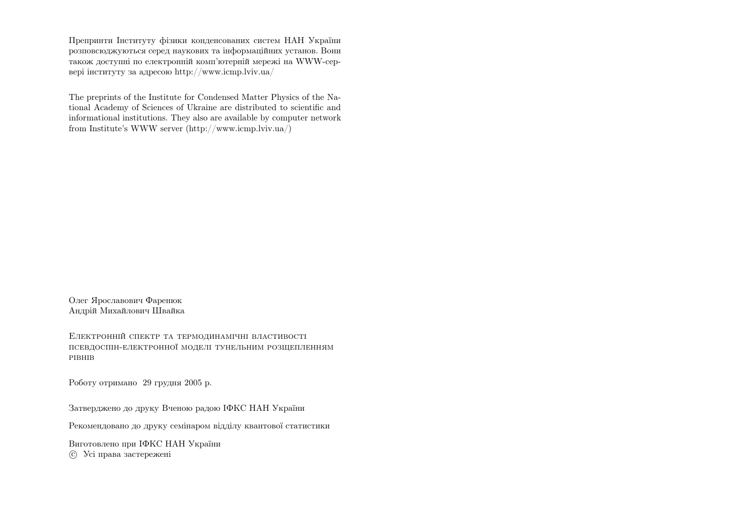Препринти Інституту фізики конденсованих систем НАН України розповсюджуються серед наукових та інформаційних установ. Вони також доступні по електронній комп'ютерній мережі на WWW-сервері інституту за адресою http://www.icmp.lviv.ua/

The preprints of the Institute for Condensed Matter Physics of the National Academy of Sciences of Ukraine are distributed to scientific and informational institutions. They also are available by computer network from Institute's WWW server (http://www.icmp.lviv.ua/)

Олег Ярославович Фаренюк
Андрій Михайлович Швайка

Електронній спектр та термодинамічні властивості псевдоспін-електронної моделі тунельним розщепленням рівнів

Роботу отримано 29 грудня 2005 р.

Затверджено до друку Вченою радою ІФКС НАН України

Рекомендовано до друку семінаром відділу квантової статистики

Виготовлено при ІФКС НАН України
© Усі права застережені